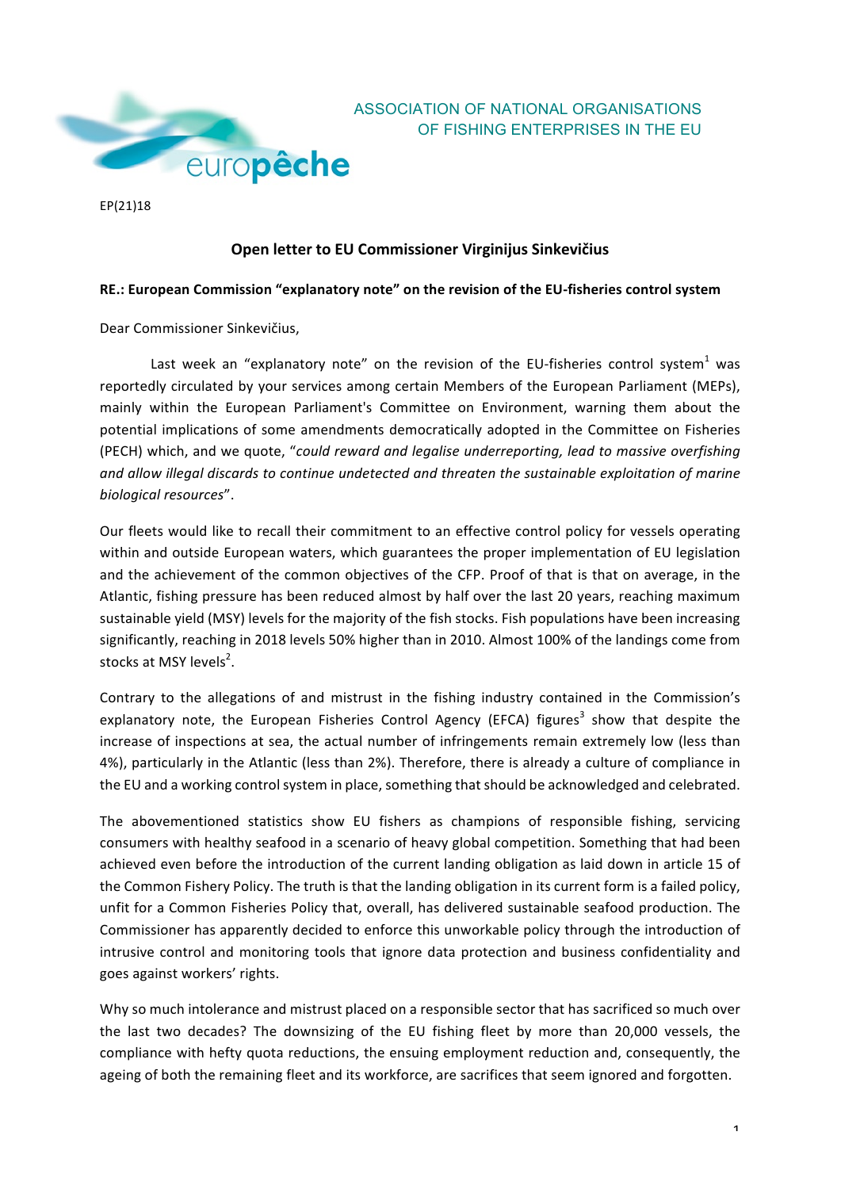ASSOCIATION OF NATIONAL ORGANISATIONS OF FISHING ENTERPRISES IN THE EU

europêche

EP(21)18

## Open letter to EU Commissioner Virginijus Sinkevičius

**RE.: European Commission "explanatory note" on the revision of the EU-fisheries control system**

Dear Commissioner Sinkevičius,

Last week an "explanatory note" on the revision of the EU-fisheries control system[1] was reportedly circulated by your services among certain Members of the European Parliament (MEPs), mainly within the European Parliament's Committee on Environment, warning them about the potential implications of some amendments democratically adopted in the Committee on Fisheries (PECH) which, and we quote, "*could reward and legalise underreporting, lead to massive overfishing and allow illegal discards to continue undetected and threaten the sustainable exploitation of marine biological resources*".

Our fleets would like to recall their commitment to an effective control policy for vessels operating within and outside European waters, which guarantees the proper implementation of EU legislation and the achievement of the common objectives of the CFP. Proof of that is that on average, in the Atlantic, fishing pressure has been reduced almost by half over the last 20 years, reaching maximum sustainable yield (MSY) levels for the majority of the fish stocks. Fish populations have been increasing significantly, reaching in 2018 levels 50% higher than in 2010. Almost 100% of the landings come from stocks at MSY levels[2].

Contrary to the allegations of and mistrust in the fishing industry contained in the Commission's explanatory note, the European Fisheries Control Agency (EFCA) figures[3] show that despite the increase of inspections at sea, the actual number of infringements remain extremely low (less than 4%), particularly in the Atlantic (less than 2%). Therefore, there is already a culture of compliance in the EU and a working control system in place, something that should be acknowledged and celebrated.

The abovementioned statistics show EU fishers as champions of responsible fishing, servicing consumers with healthy seafood in a scenario of heavy global competition. Something that had been achieved even before the introduction of the current landing obligation as laid down in article 15 of the Common Fishery Policy. The truth is that the landing obligation in its current form is a failed policy, unfit for a Common Fisheries Policy that, overall, has delivered sustainable seafood production. The Commissioner has apparently decided to enforce this unworkable policy through the introduction of intrusive control and monitoring tools that ignore data protection and business confidentiality and goes against workers' rights.

Why so much intolerance and mistrust placed on a responsible sector that has sacrificed so much over the last two decades? The downsizing of the EU fishing fleet by more than 20,000 vessels, the compliance with hefty quota reductions, the ensuing employment reduction and, consequently, the ageing of both the remaining fleet and its workforce, are sacrifices that seem ignored and forgotten.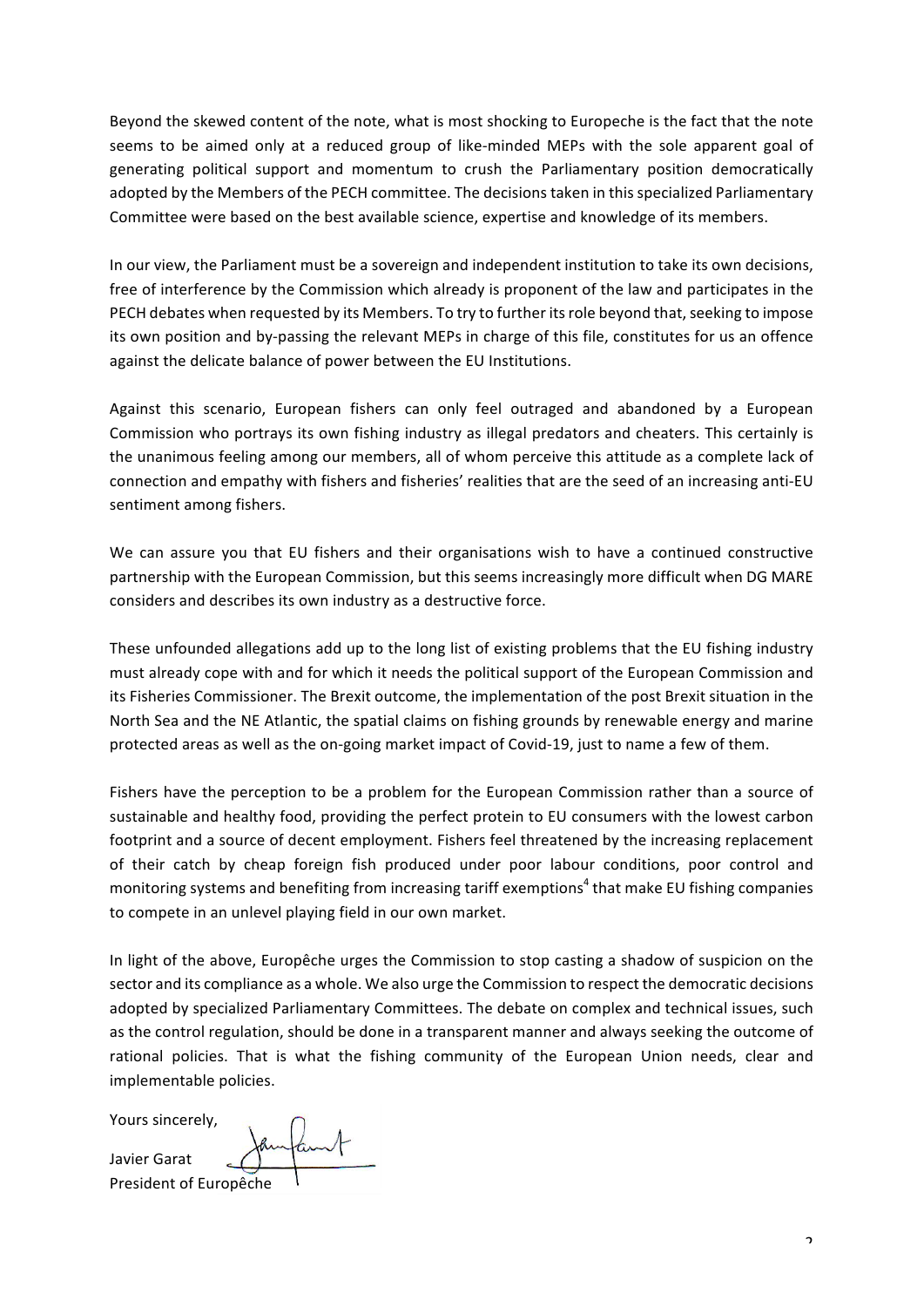Beyond the skewed content of the note, what is most shocking to Europeche is the fact that the note seems to be aimed only at a reduced group of like-minded MEPs with the sole apparent goal of generating political support and momentum to crush the Parliamentary position democratically adopted by the Members of the PECH committee. The decisions taken in this specialized Parliamentary Committee were based on the best available science, expertise and knowledge of its members.

In our view, the Parliament must be a sovereign and independent institution to take its own decisions, free of interference by the Commission which already is proponent of the law and participates in the PECH debates when requested by its Members. To try to further its role beyond that, seeking to impose its own position and by-passing the relevant MEPs in charge of this file, constitutes for us an offence against the delicate balance of power between the EU Institutions.

Against this scenario, European fishers can only feel outraged and abandoned by a European Commission who portrays its own fishing industry as illegal predators and cheaters. This certainly is the unanimous feeling among our members, all of whom perceive this attitude as a complete lack of connection and empathy with fishers and fisheries' realities that are the seed of an increasing anti-EU sentiment among fishers.

We can assure you that EU fishers and their organisations wish to have a continued constructive partnership with the European Commission, but this seems increasingly more difficult when DG MARE considers and describes its own industry as a destructive force.

These unfounded allegations add up to the long list of existing problems that the EU fishing industry must already cope with and for which it needs the political support of the European Commission and its Fisheries Commissioner. The Brexit outcome, the implementation of the post Brexit situation in the North Sea and the NE Atlantic, the spatial claims on fishing grounds by renewable energy and marine protected areas as well as the on-going market impact of Covid-19, just to name a few of them.

Fishers have the perception to be a problem for the European Commission rather than a source of sustainable and healthy food, providing the perfect protein to EU consumers with the lowest carbon footprint and a source of decent employment. Fishers feel threatened by the increasing replacement of their catch by cheap foreign fish produced under poor labour conditions, poor control and monitoring systems and benefiting from increasing tariff exemptions[4] that make EU fishing companies to compete in an unlevel playing field in our own market.

In light of the above, Europêche urges the Commission to stop casting a shadow of suspicion on the sector and its compliance as a whole. We also urge the Commission to respect the democratic decisions adopted by specialized Parliamentary Committees. The debate on complex and technical issues, such as the control regulation, should be done in a transparent manner and always seeking the outcome of rational policies. That is what the fishing community of the European Union needs, clear and implementable policies.

Yours sincerely,

Javier Garat
President of Europêche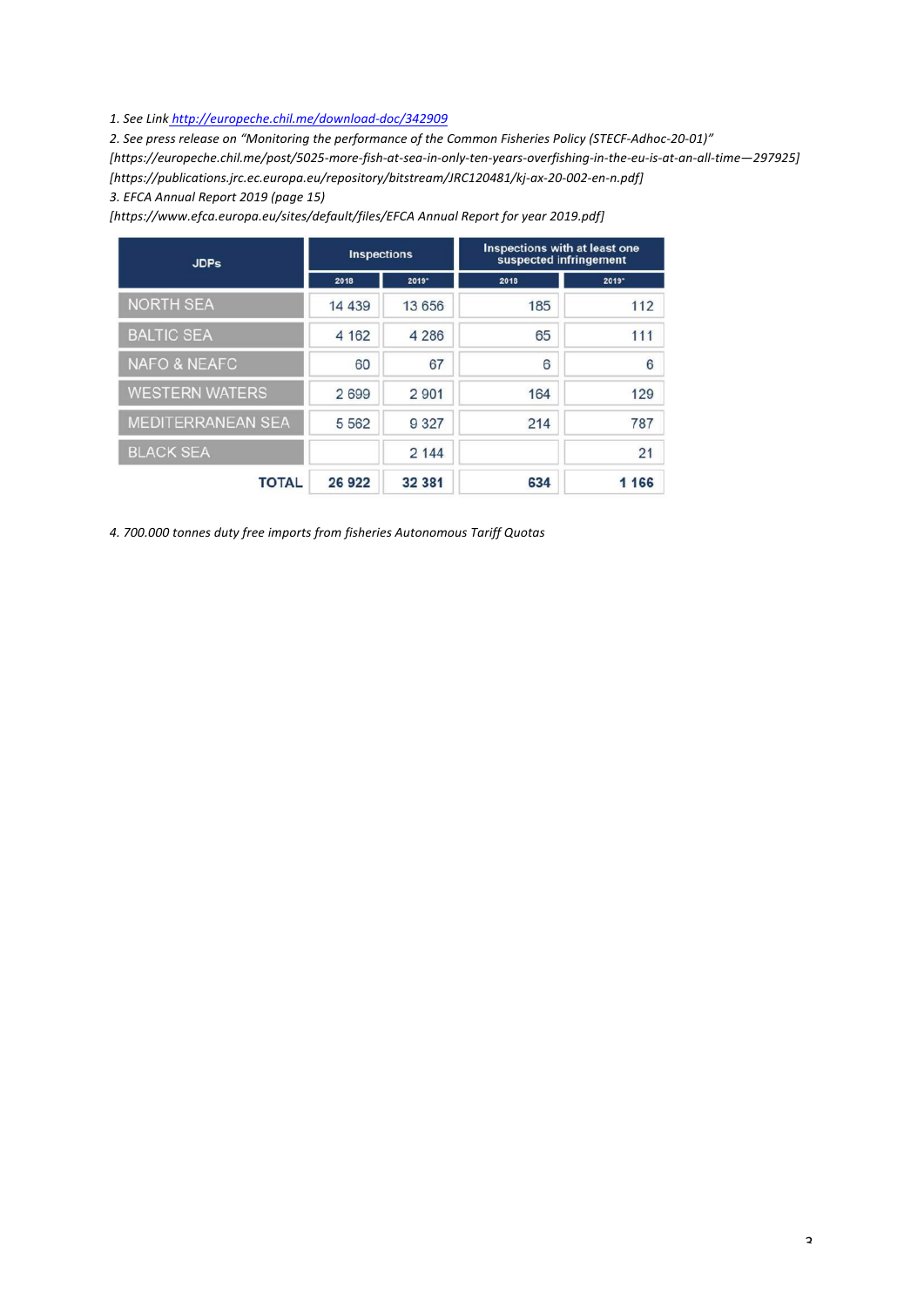*1. See Link [http://europeche.chil.me/download-doc/342909](http://europeche.chil.me/download-doc/342909)*

*2. See press release on "Monitoring the performance of the Common Fisheries Policy (STECF-Adhoc-20-01)"*
*[https://europeche.chil.me/post/5025-more-fish-at-sea-in-only-ten-years-overfishing-in-the-eu-is-at-an-all-time—297925]*
*[https://publications.jrc.ec.europa.eu/repository/bitstream/JRC120481/kj-ax-20-002-en-n.pdf]*

*3. EFCA Annual Report 2019 (page 15)*
*[https://www.efca.europa.eu/sites/default/files/EFCA Annual Report for year 2019.pdf]*

| JDPs | Inspections | | Inspections with at least one suspected infringement | |
|---|---|---|---|---|
| | 2018 | 2019* | 2018 | 2019* |
| NORTH SEA | 14 439 | 13 656 | 185 | 112 |
| BALTIC SEA | 4 162 | 4 286 | 65 | 111 |
| NAFO & NEAFC | 60 | 67 | 6 | 6 |
| WESTERN WATERS | 2 699 | 2 901 | 164 | 129 |
| MEDITERRANEAN SEA | 5 562 | 9 327 | 214 | 787 |
| BLACK SEA | | 2 144 | | 21 |
| **TOTAL** | **26 922** | **32 381** | **634** | **1 166** |

*4. 700.000 tonnes duty free imports from fisheries Autonomous Tariff Quotas*